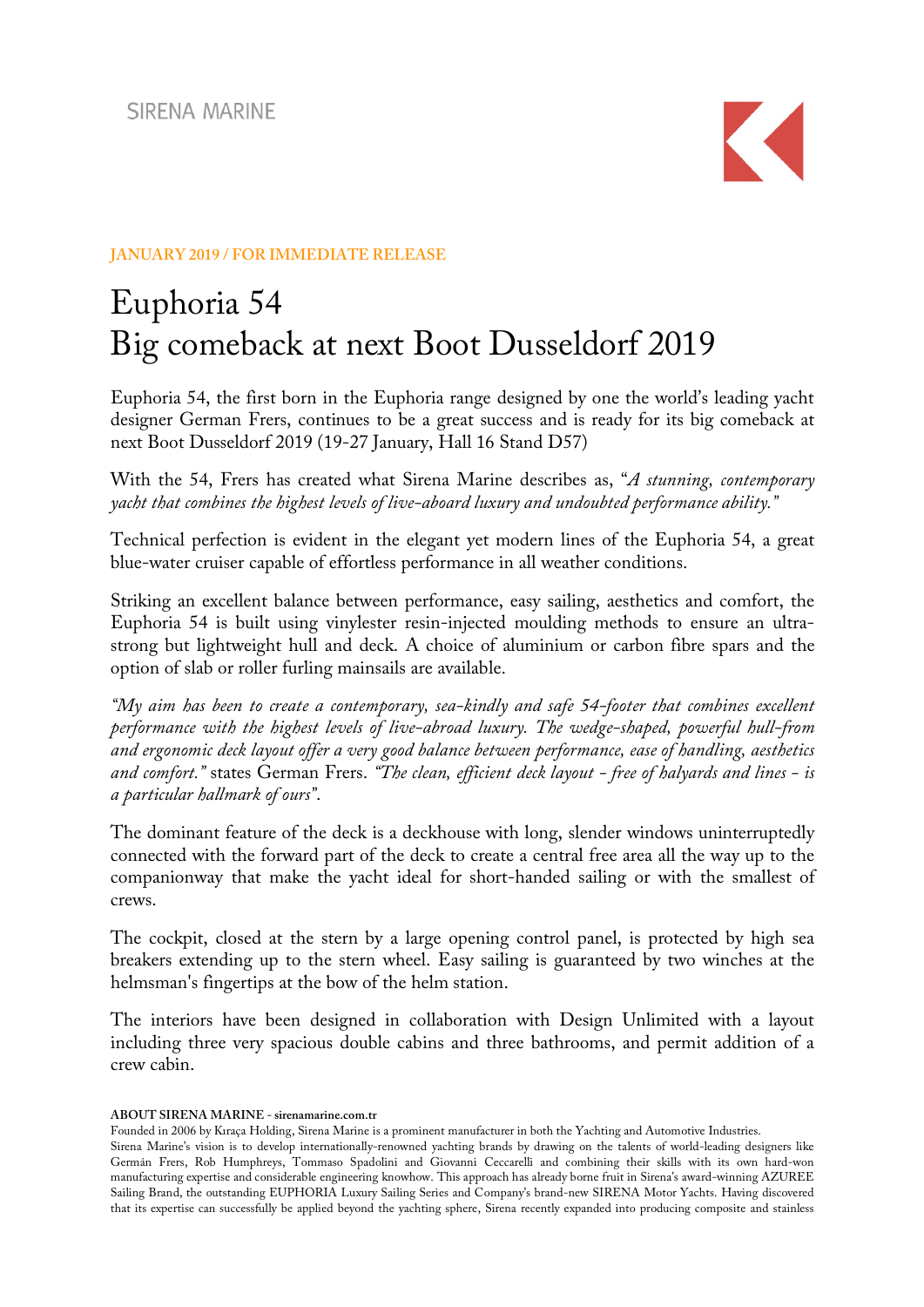SIRENA MARINE

**JANUARY 2019 / FOR IMMEDIATE RELEASE**

# Euphoria 54
# Big comeback at next Boot Dusseldorf 2019

Euphoria 54, the first born in the Euphoria range designed by one the world's leading yacht designer German Frers, continues to be a great success and is ready for its big comeback at next Boot Dusseldorf 2019 (19-27 January, Hall 16 Stand D57)

With the 54, Frers has created what Sirena Marine describes as, "*A stunning, contemporary yacht that combines the highest levels of live-aboard luxury and undoubted performance ability.*"

Technical perfection is evident in the elegant yet modern lines of the Euphoria 54, a great blue-water cruiser capable of effortless performance in all weather conditions.

Striking an excellent balance between performance, easy sailing, aesthetics and comfort, the Euphoria 54 is built using vinylester resin-injected moulding methods to ensure an ultra-strong but lightweight hull and deck. A choice of aluminium or carbon fibre spars and the option of slab or roller furling mainsails are available.

*"My aim has been to create a contemporary, sea-kindly and safe 54-footer that combines excellent performance with the highest levels of live-abroad luxury. The wedge-shaped, powerful hull-from and ergonomic deck layout offer a very good balance between performance, ease of handling, aesthetics and comfort."* states German Frers. *"The clean, efficient deck layout - free of halyards and lines - is a particular hallmark of ours"*.

The dominant feature of the deck is a deckhouse with long, slender windows uninterruptedly connected with the forward part of the deck to create a central free area all the way up to the companionway that make the yacht ideal for short-handed sailing or with the smallest of crews.

The cockpit, closed at the stern by a large opening control panel, is protected by high sea breakers extending up to the stern wheel. Easy sailing is guaranteed by two winches at the helmsman's fingertips at the bow of the helm station.

The interiors have been designed in collaboration with Design Unlimited with a layout including three very spacious double cabins and three bathrooms, and permit addition of a crew cabin.

**ABOUT SIRENA MARINE - sirenamarine.com.tr**

Founded in 2006 by Kıraça Holding, Sirena Marine is a prominent manufacturer in both the Yachting and Automotive Industries.
Sirena Marine's vision is to develop internationally-renowned yachting brands by drawing on the talents of world-leading designers like Germán Frers, Rob Humphreys, Tommaso Spadolini and Giovanni Ceccarelli and combining their skills with its own hard-won manufacturing expertise and considerable engineering knowhow. This approach has already borne fruit in Sirena's award-winning AZUREE Sailing Brand, the outstanding EUPHORIA Luxury Sailing Series and Company's brand-new SIRENA Motor Yachts. Having discovered that its expertise can successfully be applied beyond the yachting sphere, Sirena recently expanded into producing composite and stainless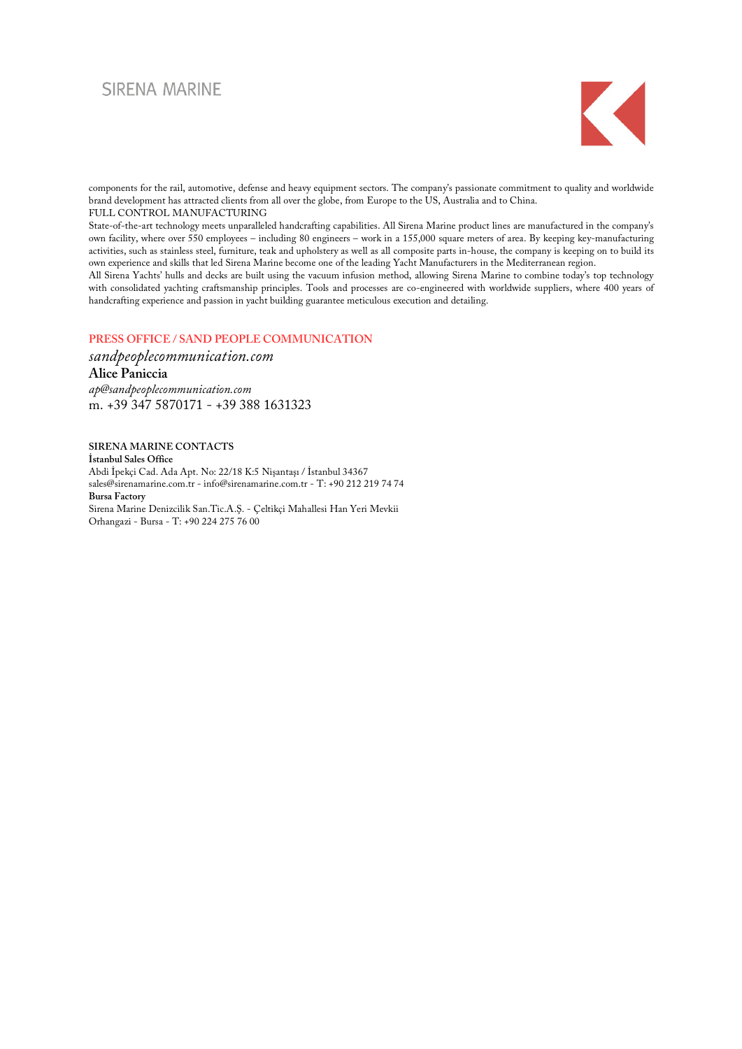components for the rail, automotive, defense and heavy equipment sectors. The company's passionate commitment to quality and worldwide brand development has attracted clients from all over the globe, from Europe to the US, Australia and to China.

FULL CONTROL MANUFACTURING

State-of-the-art technology meets unparalleled handcrafting capabilities. All Sirena Marine product lines are manufactured in the company's own facility, where over 550 employees – including 80 engineers – work in a 155,000 square meters of area. By keeping key-manufacturing activities, such as stainless steel, furniture, teak and upholstery as well as all composite parts in-house, the company is keeping on to build its own experience and skills that led Sirena Marine become one of the leading Yacht Manufacturers in the Mediterranean region.

All Sirena Yachts' hulls and decks are built using the vacuum infusion method, allowing Sirena Marine to combine today's top technology with consolidated yachting craftsmanship principles. Tools and processes are co-engineered with worldwide suppliers, where 400 years of handcrafting experience and passion in yacht building guarantee meticulous execution and detailing.

## PRESS OFFICE / SAND PEOPLE COMMUNICATION

*sandpeoplecommunication.com*

**Alice Paniccia**

*ap@sandpeoplecommunication.com*

m. +39 347 5870171 - +39 388 1631323

**SIRENA MARINE CONTACTS**

**İstanbul Sales Office**

Abdi İpekçi Cad. Ada Apt. No: 22/18 K:5 Nişantaşı / İstanbul 34367

sales@sirenamarine.com.tr - info@sirenamarine.com.tr - T: +90 212 219 74 74

**Bursa Factory**

Sirena Marine Denizcilik San.Tic.A.Ş. - Çeltikçi Mahallesi Han Yeri Mevkii

Orhangazi - Bursa - T: +90 224 275 76 00